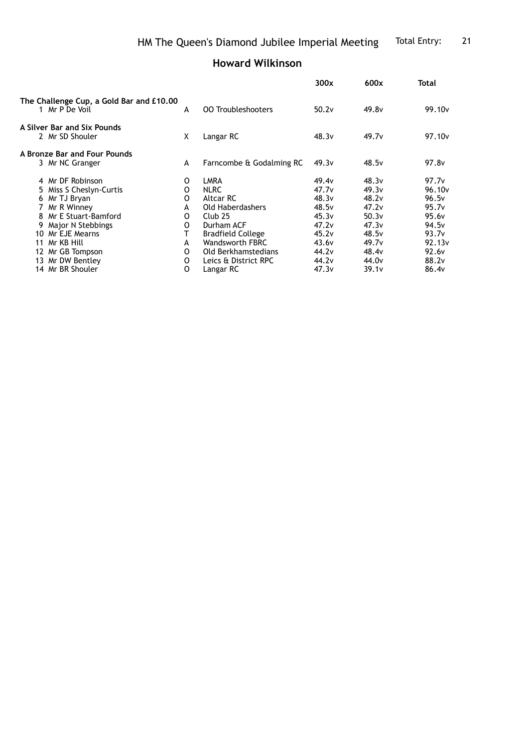HM The Queen's Diamond Jubilee Imperial Meeting — Total Entry: 21

## Howard Wilkinson

| | | | | 300x | 600x | Total |
|---|---|---|---|---|---|---|
| **The Challenge Cup, a Gold Bar and £10.00** | | | | | | |
| 1 | Mr P De Voil | A | OO Troubleshooters | 50.2v | 49.8v | 99.10v |
| **A Silver Bar and Six Pounds** | | | | | | |
| 2 | Mr SD Shouler | X | Langar RC | 48.3v | 49.7v | 97.10v |
| **A Bronze Bar and Four Pounds** | | | | | | |
| 3 | Mr NC Granger | A | Farncombe & Godalming RC | 49.3v | 48.5v | 97.8v |
| 4 | Mr DF Robinson | O | LMRA | 49.4v | 48.3v | 97.7v |
| 5 | Miss S Cheslyn-Curtis | O | NLRC | 47.7v | 49.3v | 96.10v |
| 6 | Mr TJ Bryan | O | Altcar RC | 48.3v | 48.2v | 96.5v |
| 7 | Mr R Winney | A | Old Haberdashers | 48.5v | 47.2v | 95.7v |
| 8 | Mr E Stuart-Bamford | O | Club 25 | 45.3v | 50.3v | 95.6v |
| 9 | Major N Stebbings | O | Durham ACF | 47.2v | 47.3v | 94.5v |
| 10 | Mr EJE Mearns | T | Bradfield College | 45.2v | 48.5v | 93.7v |
| 11 | Mr KB Hill | A | Wandsworth FBRC | 43.6v | 49.7v | 92.13v |
| 12 | Mr GB Tompson | O | Old Berkhamstedians | 44.2v | 48.4v | 92.6v |
| 13 | Mr DW Bentley | O | Leics & District RPC | 44.2v | 44.0v | 88.2v |
| 14 | Mr BR Shouler | O | Langar RC | 47.3v | 39.1v | 86.4v |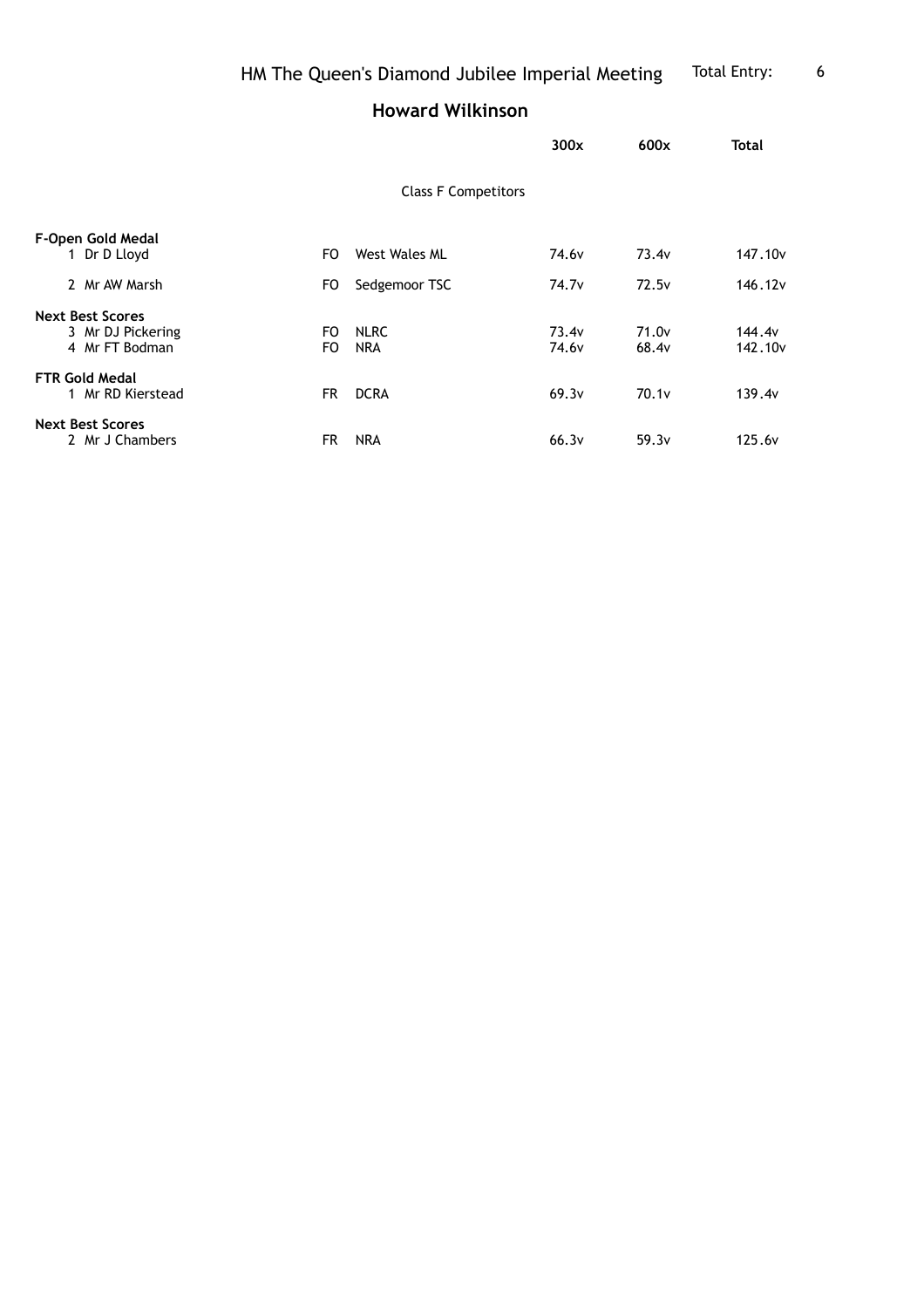HM The Queen's Diamond Jubilee Imperial Meeting — Total Entry: 6

## Howard Wilkinson

Class F Competitors

| | | | 300x | 600x | Total |
|---|---|---|---|---|---|
| **F-Open Gold Medal** | | | | | |
| 1 Dr D Lloyd | FO | West Wales ML | 74.6v | 73.4v | 147.10v |
| 2 Mr AW Marsh | FO | Sedgemoor TSC | 74.7v | 72.5v | 146.12v |
| **Next Best Scores** | | | | | |
| 3 Mr DJ Pickering | FO | NLRC | 73.4v | 71.0v | 144.4v |
| 4 Mr FT Bodman | FO | NRA | 74.6v | 68.4v | 142.10v |
| **FTR Gold Medal** | | | | | |
| 1 Mr RD Kierstead | FR | DCRA | 69.3v | 70.1v | 139.4v |
| **Next Best Scores** | | | | | |
| 2 Mr J Chambers | FR | NRA | 66.3v | 59.3v | 125.6v |